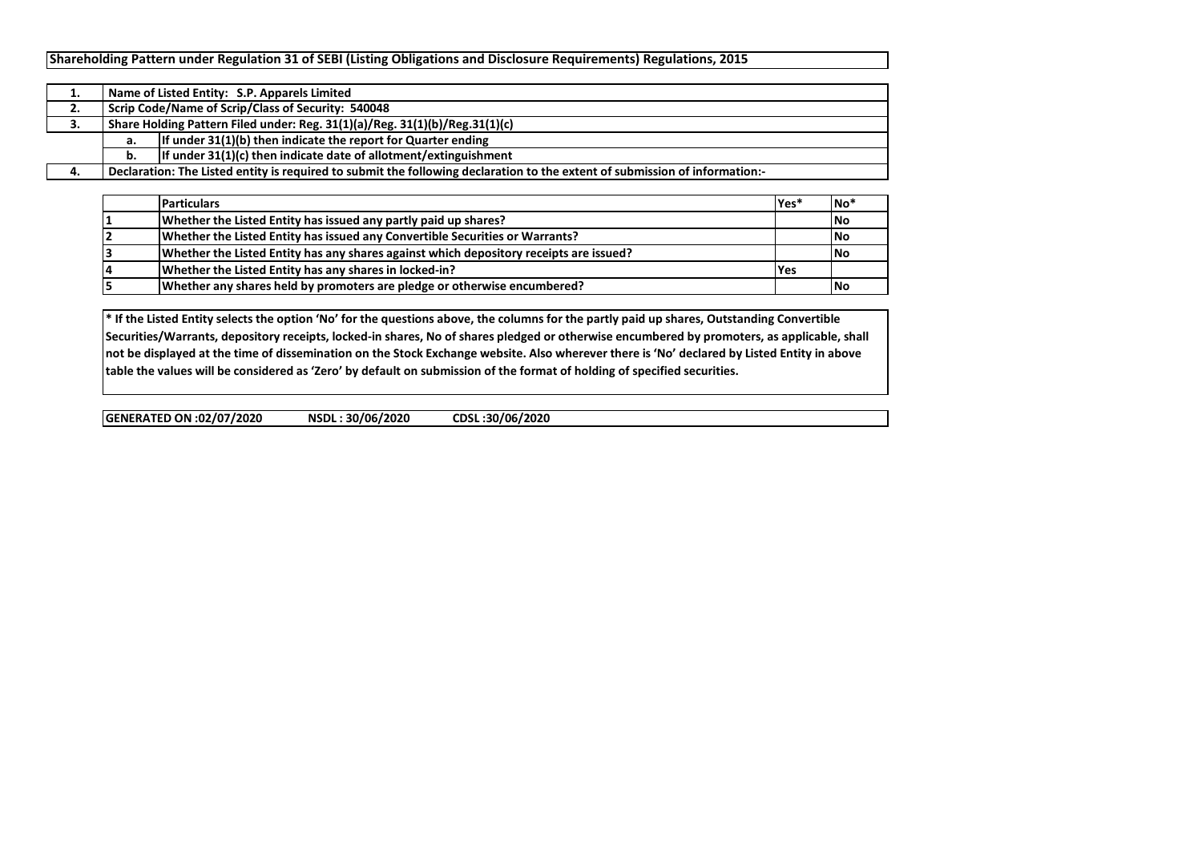# Shareholding Pattern under Regulation 31 of SEBI (Listing Obligations and Disclosure Requirements) Regulations, 2015

| | | |
|---|---|---|
| 1. | Name of Listed Entity: S.P. Apparels Limited | |
| 2. | Scrip Code/Name of Scrip/Class of Security: 540048 | |
| 3. | Share Holding Pattern Filed under: Reg. 31(1)(a)/Reg. 31(1)(b)/Reg.31(1)(c) | |
| | a. | If under 31(1)(b) then indicate the report for Quarter ending |
| | b. | If under 31(1)(c) then indicate date of allotment/extinguishment |
| 4. | Declaration: The Listed entity is required to submit the following declaration to the extent of submission of information:- | |

| | Particulars | Yes* | No* |
|---|---|---|---|
| 1 | Whether the Listed Entity has issued any partly paid up shares? | | No |
| 2 | Whether the Listed Entity has issued any Convertible Securities or Warrants? | | No |
| 3 | Whether the Listed Entity has any shares against which depository receipts are issued? | | No |
| 4 | Whether the Listed Entity has any shares in locked-in? | Yes | |
| 5 | Whether any shares held by promoters are pledge or otherwise encumbered? | | No |

**\* If the Listed Entity selects the option 'No' for the questions above, the columns for the partly paid up shares, Outstanding Convertible Securities/Warrants, depository receipts, locked-in shares, No of shares pledged or otherwise encumbered by promoters, as applicable, shall not be displayed at the time of dissemination on the Stock Exchange website. Also wherever there is 'No' declared by Listed Entity in above table the values will be considered as 'Zero' by default on submission of the format of holding of specified securities.**

**GENERATED ON :02/07/2020 NSDL : 30/06/2020 CDSL :30/06/2020**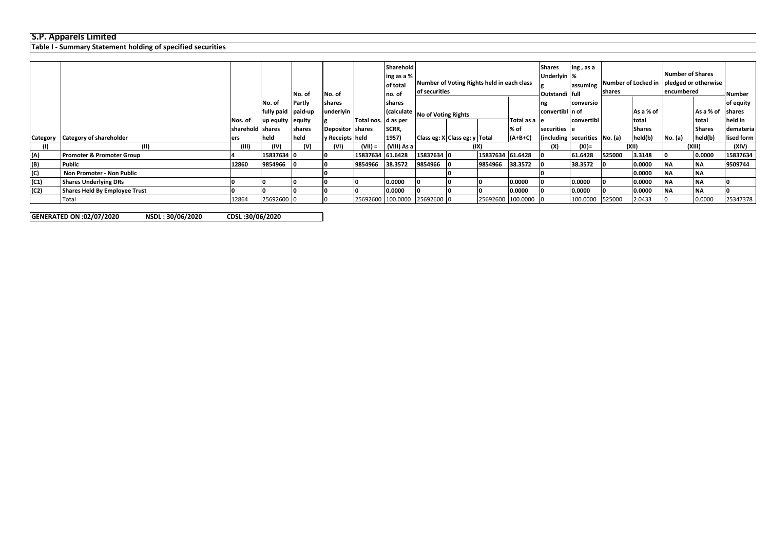**S.P. Apparels Limited**

**Table I - Summary Statement holding of specified securities**

| Category | Category of shareholder | Nos. of shareholders | No. of fully paid up equity shares held | No. of Partly paid-up equity shares held | No. of shares underlying Depository Receipts | Total nos. shares held | Shareholding as a % of total no. of shares (calculated as per SCRR, 1957) | Number of Voting Rights held in each class of securities | | | | Shares Underlying Outstanding convertible securities (including | Shareholding, as a % assuming full conversion of convertible securities | Number of Locked in shares | | Number of Shares pledged or otherwise encumbered | | Number of equity shares held in dematerialised form |
|---|---|---|---|---|---|---|---|---|---|---|---|---|---|---|---|---|---|---|
| | | | | | | | | No of Voting Rights | | | Total as a % of (A+B+C) | | | No. (a) | As a % of total Shares held(b) | No. (a) | As a % of total Shares held(b) | |
| | | | | | | | | Class eg: X | Class eg: y | Total | | | | | | | | |
| (I) | (II) | (III) | (IV) | (V) | (VI) | (VII) = | (VIII) As a | (IX) | | | | (X) | (XI)= | (XII) | | (XIII) | | (XIV) |
| (A) | **Promoter & Promoter Group** | 4 | 15837634 | 0 | 0 | 15837634 | 61.6428 | 15837634 | 0 | 15837634 | 61.6428 | 0 | 61.6428 | 525000 | 3.3148 | 0 | 0.0000 | 15837634 |
| (B) | **Public** | 12860 | 9854966 | 0 | 0 | 9854966 | 38.3572 | 9854966 | 0 | 9854966 | 38.3572 | 0 | 38.3572 | 0 | 0.0000 | NA | NA | 9509744 |
| (C) | **Non Promoter - Non Public** | | | | 0 | | | | 0 | | | 0 | | | 0.0000 | NA | NA | |
| (C1) | **Shares Underlying DRs** | 0 | 0 | 0 | 0 | 0 | 0.0000 | 0 | 0 | 0 | 0.0000 | 0 | 0.0000 | 0 | 0.0000 | NA | NA | 0 |
| (C2) | **Shares Held By Employee Trust** | 0 | 0 | 0 | 0 | 0 | 0.0000 | 0 | 0 | 0 | 0.0000 | 0 | 0.0000 | 0 | 0.0000 | NA | NA | 0 |
| | Total | 12864 | 25692600 | 0 | 0 | 25692600 | 100.0000 | 25692600 | 0 | 25692600 | 100.0000 | 0 | 100.0000 | 525000 | 2.0433 | 0 | 0.0000 | 25347378 |

**GENERATED ON :02/07/2020 NSDL : 30/06/2020 CDSL :30/06/2020**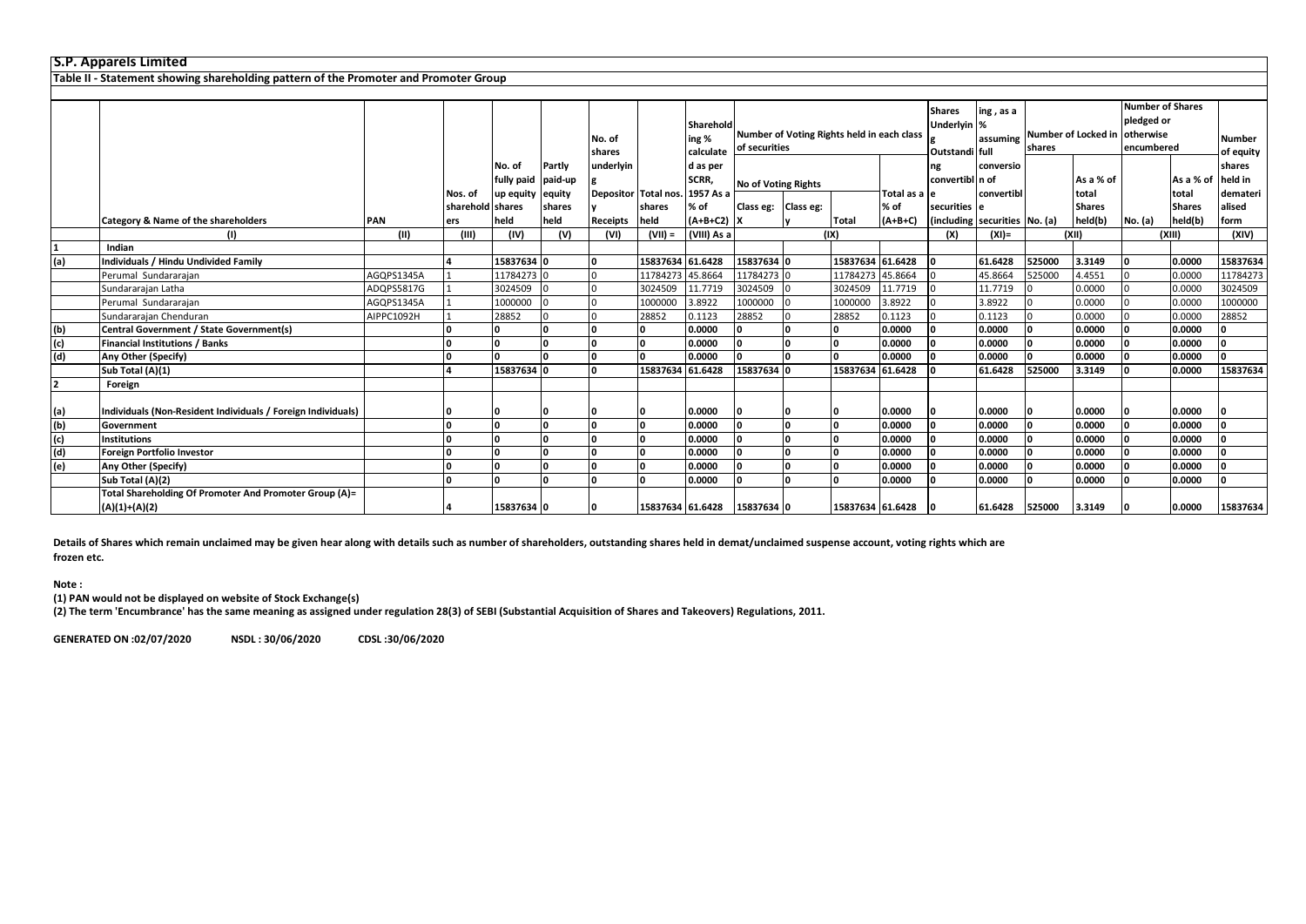**S.P. Apparels Limited**

**Table II - Statement showing shareholding pattern of the Promoter and Promoter Group**

| | Category & Name of the shareholders | PAN | Nos. of sharehold ers | No. of fully paid up equity shares held | Partly paid-up equity shares held | No. of shares underlying Depository Receipts | Total nos. shares held | Shareholding % calculated as per SCRR, 1957 As a % of (A+B+C2) | Number of Voting Rights held in each class of securities | | | | Shares Underlying Outstanding convertible securities (including | Shareholding , as a % assuming full conversion of convertible securities | Number of Locked in shares | | Number of Shares pledged or otherwise encumbered | | Number of equity shares held in dematerialised form |
|---|---|---|---|---|---|---|---|---|---|---|---|---|---|---|---|---|---|---|---|
| | | | | | | | | | No of Voting Rights | | | Total as a % of (A+B+C) | | | No. (a) | As a % of total Shares held(b) | No. (a) | As a % of total Shares held(b) | |
| | | | | | | | | | Class eg: X | Class eg: y | Total | | | | | | | | |
| | (I) | (II) | (III) | (IV) | (V) | (VI) | (VII) = | (VIII) As a | (IX) | | | | (X) | (XI)= | (XII) | | (XIII) | | (XIV) |
| **1** | **Indian** | | | | | | | | | | | | | | | | | | |
| **(a)** | **Individuals / Hindu Undivided Family** | | **4** | **15837634** | **0** | **0** | **15837634** | **61.6428** | **15837634** | **0** | **15837634** | **61.6428** | **0** | **61.6428** | **525000** | **3.3149** | **0** | **0.0000** | **15837634** |
| | Perumal Sundararajan | AGQPS1345A | 1 | 11784273 | 0 | 0 | 11784273 | 45.8664 | 11784273 | 0 | 11784273 | 45.8664 | 0 | 45.8664 | 525000 | 4.4551 | 0 | 0.0000 | 11784273 |
| | Sundararajan Latha | ADQPS5817G | 1 | 3024509 | 0 | 0 | 3024509 | 11.7719 | 3024509 | 0 | 3024509 | 11.7719 | 0 | 11.7719 | 0 | 0.0000 | 0 | 0.0000 | 3024509 |
| | Perumal Sundararajan | AGQPS1345A | 1 | 1000000 | 0 | 0 | 1000000 | 3.8922 | 1000000 | 0 | 1000000 | 3.8922 | 0 | 3.8922 | 0 | 0.0000 | 0 | 0.0000 | 1000000 |
| | Sundararajan Chenduran | AIPPC1092H | 1 | 28852 | 0 | 0 | 28852 | 0.1123 | 28852 | 0 | 28852 | 0.1123 | 0 | 0.1123 | 0 | 0.0000 | 0 | 0.0000 | 28852 |
| **(b)** | **Central Government / State Government(s)** | | **0** | **0** | **0** | **0** | **0** | **0.0000** | **0** | **0** | **0** | **0.0000** | **0** | **0.0000** | **0** | **0.0000** | **0** | **0.0000** | **0** |
| **(c)** | **Financial Institutions / Banks** | | **0** | **0** | **0** | **0** | **0** | **0.0000** | **0** | **0** | **0** | **0.0000** | **0** | **0.0000** | **0** | **0.0000** | **0** | **0.0000** | **0** |
| **(d)** | **Any Other (Specify)** | | **0** | **0** | **0** | **0** | **0** | **0.0000** | **0** | **0** | **0** | **0.0000** | **0** | **0.0000** | **0** | **0.0000** | **0** | **0.0000** | **0** |
| | **Sub Total (A)(1)** | | **4** | **15837634** | **0** | **0** | **15837634** | **61.6428** | **15837634** | **0** | **15837634** | **61.6428** | **0** | **61.6428** | **525000** | **3.3149** | **0** | **0.0000** | **15837634** |
| **2** | **Foreign** | | | | | | | | | | | | | | | | | | |
| **(a)** | **Individuals (Non-Resident Individuals / Foreign Individuals)** | | **0** | **0** | **0** | **0** | **0** | **0.0000** | **0** | **0** | **0** | **0.0000** | **0** | **0.0000** | **0** | **0.0000** | **0** | **0.0000** | **0** |
| **(b)** | **Government** | | **0** | **0** | **0** | **0** | **0** | **0.0000** | **0** | **0** | **0** | **0.0000** | **0** | **0.0000** | **0** | **0.0000** | **0** | **0.0000** | **0** |
| **(c)** | **Institutions** | | **0** | **0** | **0** | **0** | **0** | **0.0000** | **0** | **0** | **0** | **0.0000** | **0** | **0.0000** | **0** | **0.0000** | **0** | **0.0000** | **0** |
| **(d)** | **Foreign Portfolio Investor** | | **0** | **0** | **0** | **0** | **0** | **0.0000** | **0** | **0** | **0** | **0.0000** | **0** | **0.0000** | **0** | **0.0000** | **0** | **0.0000** | **0** |
| **(e)** | **Any Other (Specify)** | | **0** | **0** | **0** | **0** | **0** | **0.0000** | **0** | **0** | **0** | **0.0000** | **0** | **0.0000** | **0** | **0.0000** | **0** | **0.0000** | **0** |
| | **Sub Total (A)(2)** | | **0** | **0** | **0** | **0** | **0** | **0.0000** | **0** | **0** | **0** | **0.0000** | **0** | **0.0000** | **0** | **0.0000** | **0** | **0.0000** | **0** |
| | **Total Shareholding Of Promoter And Promoter Group (A)= (A)(1)+(A)(2)** | | **4** | **15837634** | **0** | **0** | **15837634** | **61.6428** | **15837634** | **0** | **15837634** | **61.6428** | **0** | **61.6428** | **525000** | **3.3149** | **0** | **0.0000** | **15837634** |

**Details of Shares which remain unclaimed may be given hear along with details such as number of shareholders, outstanding shares held in demat/unclaimed suspense account, voting rights which are frozen etc.**

**Note :**

**(1) PAN would not be displayed on website of Stock Exchange(s)**

**(2) The term 'Encumbrance' has the same meaning as assigned under regulation 28(3) of SEBI (Substantial Acquisition of Shares and Takeovers) Regulations, 2011.**

**GENERATED ON :02/07/2020 NSDL : 30/06/2020 CDSL :30/06/2020**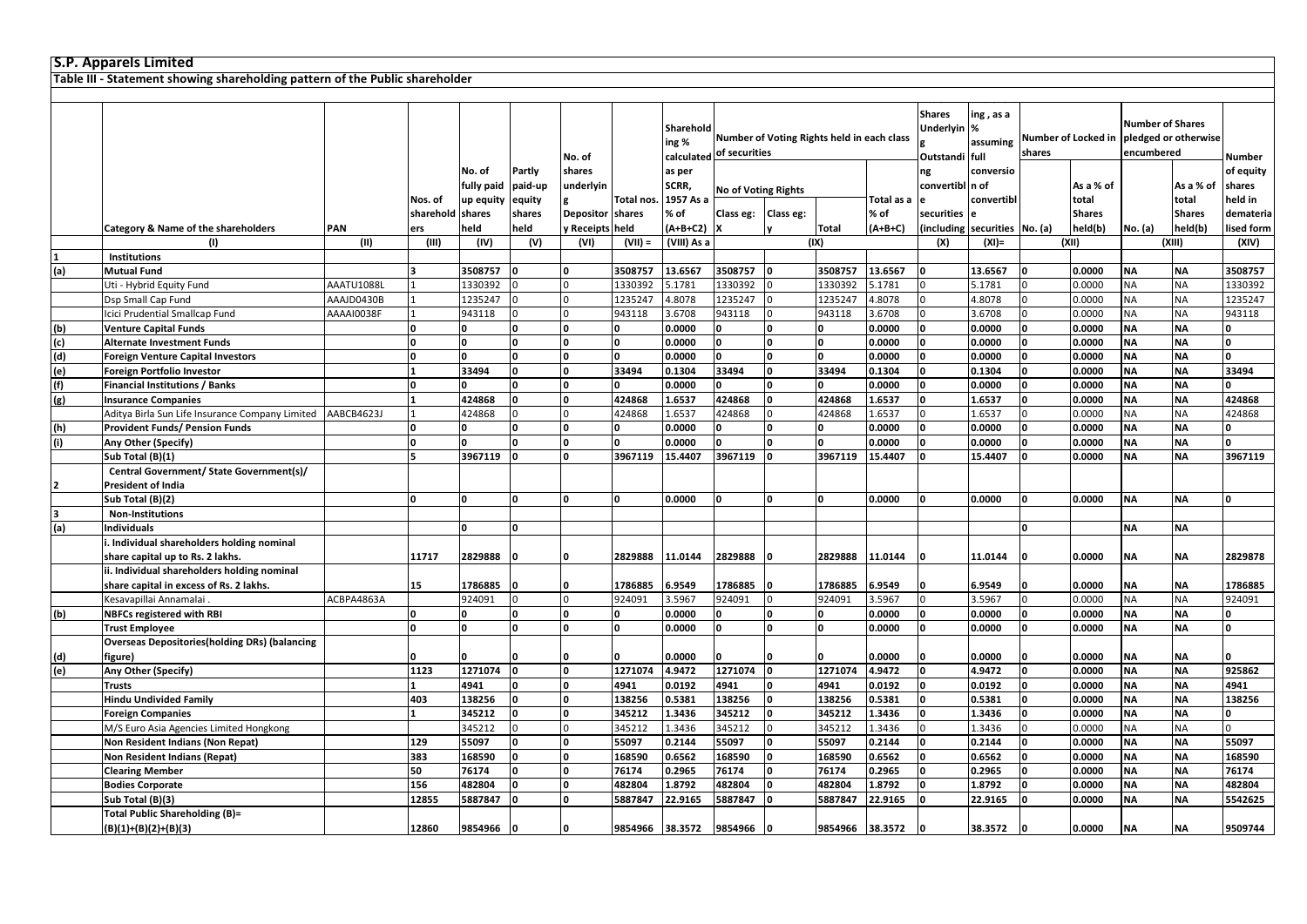**S.P. Apparels Limited**

**Table III - Statement showing shareholding pattern of the Public shareholder**

| | Category & Name of the shareholders | PAN | Nos. of shareholders | No. of fully paid up equity shares held | Partly paid-up equity shares held | No. of shares underlying Depository Receipts | Total nos. shares held | Shareholding % calculated as per SCRR, 1957 As a % of (A+B+C2) | Number of Voting Rights held in each class of securities | | | | No. of Shares Underlying Outstanding convertible securities (including | Shareholding , as a % assuming full conversion of convertible securities | Number of Locked in shares | | Number of Shares pledged or otherwise encumbered | | Number of equity shares held in dematerialised form |
|---|---|---|---|---|---|---|---|---|---|---|---|---|---|---|---|---|---|---|---|
| | | | | | | | | | No of Voting Rights | | | Total as a % of (A+B+C) | | | No. (a) | As a % of total Shares held(b) | No. (a) | As a % of total Shares held(b) | |
| | | | | | | | | | Class eg: X | Class eg: y | Total | | | | | | | | |
| | (I) | (II) | (III) | (IV) | (V) | (VI) | (VII) = | (VIII) As a | (IX) | | | | (X) | (XI)= | (XII) | | (XIII) | | (XIV) |
| 1 | **Institutions** | | | | | | | | | | | | | | | | | | |
| (a) | **Mutual Fund** | | 3 | 3508757 | 0 | 0 | 3508757 | 13.6567 | 3508757 | 0 | 3508757 | 13.6567 | 0 | 13.6567 | 0 | 0.0000 | NA | NA | 3508757 |
| | Uti - Hybrid Equity Fund | AAATU1088L | 1 | 1330392 | 0 | 0 | 1330392 | 5.1781 | 1330392 | 0 | 1330392 | 5.1781 | 0 | 5.1781 | 0 | 0.0000 | NA | NA | 1330392 |
| | Dsp Small Cap Fund | AAAJD0430B | 1 | 1235247 | 0 | 0 | 1235247 | 4.8078 | 1235247 | 0 | 1235247 | 4.8078 | 0 | 4.8078 | 0 | 0.0000 | NA | NA | 1235247 |
| | Icici Prudential Smallcap Fund | AAAAI0038F | 1 | 943118 | 0 | 0 | 943118 | 3.6708 | 943118 | 0 | 943118 | 3.6708 | 0 | 3.6708 | 0 | 0.0000 | NA | NA | 943118 |
| (b) | **Venture Capital Funds** | | 0 | 0 | 0 | 0 | 0 | 0.0000 | 0 | 0 | 0 | 0.0000 | 0 | 0.0000 | 0 | 0.0000 | NA | NA | 0 |
| (c) | **Alternate Investment Funds** | | 0 | 0 | 0 | 0 | 0 | 0.0000 | 0 | 0 | 0 | 0.0000 | 0 | 0.0000 | 0 | 0.0000 | NA | NA | 0 |
| (d) | **Foreign Venture Capital Investors** | | 0 | 0 | 0 | 0 | 0 | 0.0000 | 0 | 0 | 0 | 0.0000 | 0 | 0.0000 | 0 | 0.0000 | NA | NA | 0 |
| (e) | **Foreign Portfolio Investor** | | 1 | 33494 | 0 | 0 | 33494 | 0.1304 | 33494 | 0 | 33494 | 0.1304 | 0 | 0.1304 | 0 | 0.0000 | NA | NA | 33494 |
| (f) | **Financial Institutions / Banks** | | 0 | 0 | 0 | 0 | 0 | 0.0000 | 0 | 0 | 0 | 0.0000 | 0 | 0.0000 | 0 | 0.0000 | NA | NA | 0 |
| (g) | **Insurance Companies** | | 1 | 424868 | 0 | 0 | 424868 | 1.6537 | 424868 | 0 | 424868 | 1.6537 | 0 | 1.6537 | 0 | 0.0000 | NA | NA | 424868 |
| | Aditya Birla Sun Life Insurance Company Limited | AABCB4623J | 1 | 424868 | 0 | 0 | 424868 | 1.6537 | 424868 | 0 | 424868 | 1.6537 | 0 | 1.6537 | 0 | 0.0000 | NA | NA | 424868 |
| (h) | **Provident Funds/ Pension Funds** | | 0 | 0 | 0 | 0 | 0 | 0.0000 | 0 | 0 | 0 | 0.0000 | 0 | 0.0000 | 0 | 0.0000 | NA | NA | 0 |
| (i) | **Any Other (Specify)** | | 0 | 0 | 0 | 0 | 0 | 0.0000 | 0 | 0 | 0 | 0.0000 | 0 | 0.0000 | 0 | 0.0000 | NA | NA | 0 |
| | **Sub Total (B)(1)** | | 5 | 3967119 | 0 | 0 | 3967119 | 15.4407 | 3967119 | 0 | 3967119 | 15.4407 | 0 | 15.4407 | 0 | 0.0000 | NA | NA | 3967119 |
| 2 | **Central Government/ State Government(s)/ President of India** | | | | | | | | | | | | | | | | | | |
| | **Sub Total (B)(2)** | | 0 | 0 | 0 | 0 | 0 | 0.0000 | 0 | 0 | 0 | 0.0000 | 0 | 0.0000 | 0 | 0.0000 | NA | NA | 0 |
| 3 | **Non-Institutions** | | | | | | | | | | | | | | | | | | |
| (a) | **Individuals** | | | 0 | 0 | | | | | | | | | | 0 | | NA | NA | |
| | **i. Individual shareholders holding nominal share capital up to Rs. 2 lakhs.** | | 11717 | 2829888 | 0 | 0 | 2829888 | 11.0144 | 2829888 | 0 | 2829888 | 11.0144 | 0 | 11.0144 | 0 | 0.0000 | NA | NA | 2829878 |
| | **ii. Individual shareholders holding nominal share capital in excess of Rs. 2 lakhs.** | | 15 | 1786885 | 0 | 0 | 1786885 | 6.9549 | 1786885 | 0 | 1786885 | 6.9549 | 0 | 6.9549 | 0 | 0.0000 | NA | NA | 1786885 |
| | Kesavapillai Annamalai . | ACBPA4863A | | 924091 | 0 | 0 | 924091 | 3.5967 | 924091 | 0 | 924091 | 3.5967 | 0 | 3.5967 | 0 | 0.0000 | NA | NA | 924091 |
| (b) | **NBFCs registered with RBI** | | 0 | 0 | 0 | 0 | 0 | 0.0000 | 0 | 0 | 0 | 0.0000 | 0 | 0.0000 | 0 | 0.0000 | NA | NA | 0 |
| | **Trust Employee** | | 0 | 0 | 0 | 0 | 0 | 0.0000 | 0 | 0 | 0 | 0.0000 | 0 | 0.0000 | 0 | 0.0000 | NA | NA | 0 |
| (d) | **Overseas Depositories(holding DRs) (balancing figure)** | | 0 | 0 | 0 | 0 | 0 | 0.0000 | 0 | 0 | 0 | 0.0000 | 0 | 0.0000 | 0 | 0.0000 | NA | NA | 0 |
| (e) | **Any Other (Specify)** | | 1123 | 1271074 | 0 | 0 | 1271074 | 4.9472 | 1271074 | 0 | 1271074 | 4.9472 | 0 | 4.9472 | 0 | 0.0000 | NA | NA | 925862 |
| | **Trusts** | | 1 | 4941 | 0 | 0 | 4941 | 0.0192 | 4941 | 0 | 4941 | 0.0192 | 0 | 0.0192 | 0 | 0.0000 | NA | NA | 4941 |
| | **Hindu Undivided Family** | | 403 | 138256 | 0 | 0 | 138256 | 0.5381 | 138256 | 0 | 138256 | 0.5381 | 0 | 0.5381 | 0 | 0.0000 | NA | NA | 138256 |
| | **Foreign Companies** | | 1 | 345212 | 0 | 0 | 345212 | 1.3436 | 345212 | 0 | 345212 | 1.3436 | 0 | 1.3436 | 0 | 0.0000 | NA | NA | 0 |
| | M/S Euro Asia Agencies Limited Hongkong | | | 345212 | 0 | 0 | 345212 | 1.3436 | 345212 | 0 | 345212 | 1.3436 | 0 | 1.3436 | 0 | 0.0000 | NA | NA | 0 |
| | **Non Resident Indians (Non Repat)** | | 129 | 55097 | 0 | 0 | 55097 | 0.2144 | 55097 | 0 | 55097 | 0.2144 | 0 | 0.2144 | 0 | 0.0000 | NA | NA | 55097 |
| | **Non Resident Indians (Repat)** | | 383 | 168590 | 0 | 0 | 168590 | 0.6562 | 168590 | 0 | 168590 | 0.6562 | 0 | 0.6562 | 0 | 0.0000 | NA | NA | 168590 |
| | **Clearing Member** | | 50 | 76174 | 0 | 0 | 76174 | 0.2965 | 76174 | 0 | 76174 | 0.2965 | 0 | 0.2965 | 0 | 0.0000 | NA | NA | 76174 |
| | **Bodies Corporate** | | 156 | 482804 | 0 | 0 | 482804 | 1.8792 | 482804 | 0 | 482804 | 1.8792 | 0 | 1.8792 | 0 | 0.0000 | NA | NA | 482804 |
| | **Sub Total (B)(3)** | | 12855 | 5887847 | 0 | 0 | 5887847 | 22.9165 | 5887847 | 0 | 5887847 | 22.9165 | 0 | 22.9165 | 0 | 0.0000 | NA | NA | 5542625 |
| | **Total Public Shareholding (B)= (B)(1)+(B)(2)+(B)(3)** | | 12860 | 9854966 | 0 | 0 | 9854966 | 38.3572 | 9854966 | 0 | 9854966 | 38.3572 | 0 | 38.3572 | 0 | 0.0000 | NA | NA | 9509744 |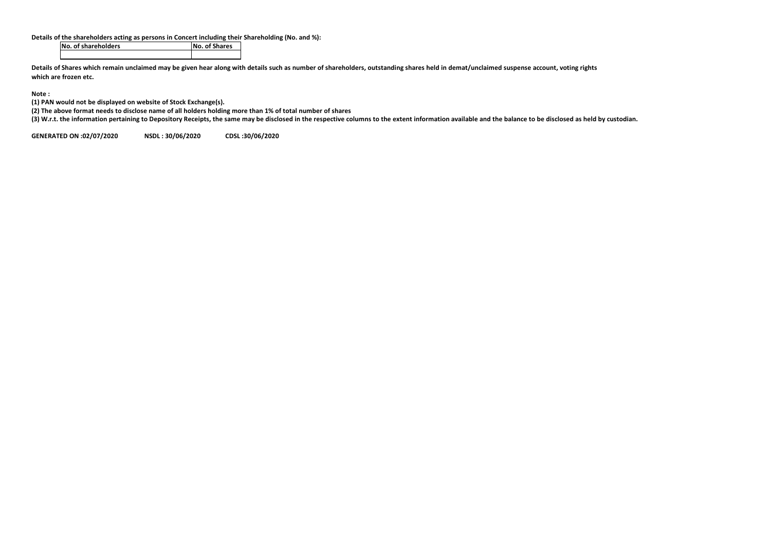**Details of the shareholders acting as persons in Concert including their Shareholding (No. and %):**

| No. of shareholders | No. of Shares |
|---|---|
| | |

**Details of Shares which remain unclaimed may be given hear along with details such as number of shareholders, outstanding shares held in demat/unclaimed suspense account, voting rights which are frozen etc.**

**Note :**

**(1) PAN would not be displayed on website of Stock Exchange(s).**

**(2) The above format needs to disclose name of all holders holding more than 1% of total number of shares**

**(3) W.r.t. the information pertaining to Depository Receipts, the same may be disclosed in the respective columns to the extent information available and the balance to be disclosed as held by custodian.**

**GENERATED ON :02/07/2020 NSDL : 30/06/2020 CDSL :30/06/2020**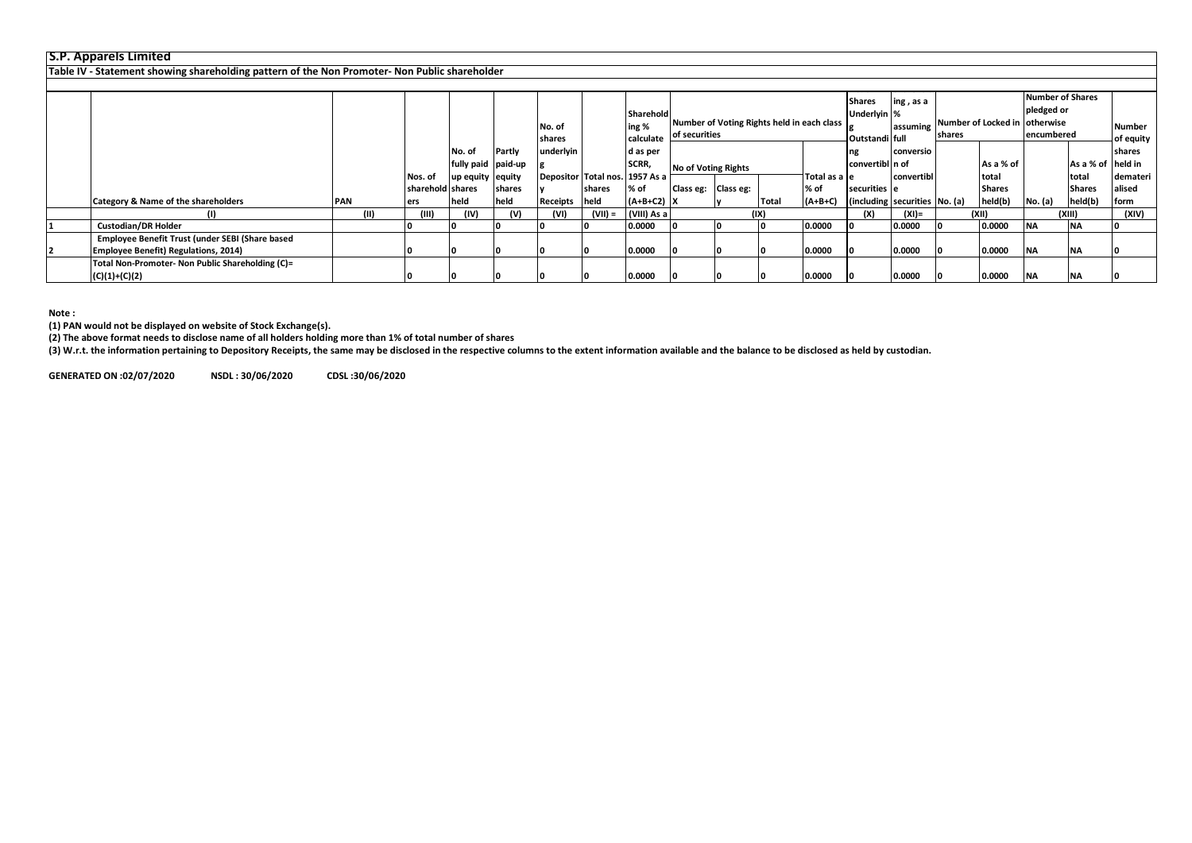## S.P. Apparels Limited

### Table IV - Statement showing shareholding pattern of the Non Promoter- Non Public shareholder

| | Category & Name of the shareholders | PAN | Nos. of shareholders | No. of fully paid up equity shares held | Partly paid-up equity shares held | No. of shares underlying Depository Receipts | Total nos. shares held | Shareholding % calculated as per SCRR, 1957 As a % of (A+B+C2) | Number of Voting Rights held in each class of securities | | | | Shares Underlying Outstanding convertible securities (including | ing , as a % assuming full conversion of convertible securities | Number of Locked in shares | | Number of Shares pledged or otherwise encumbered | | Number of equity shares held in dematerialised form |
|---|---|---|---|---|---|---|---|---|---|---|---|---|---|---|---|---|---|---|---|
| | | | | | | | | | No of Voting Rights | | | Total as a % of (A+B+C) | | | No. (a) | As a % of total Shares held(b) | No. (a) | As a % of total Shares held(b) | |
| | | | | | | | | | Class eg: X | Class eg: y | Total | | | | | | | | |
| | (I) | (II) | (III) | (IV) | (V) | (VI) | (VII) = | (VIII) As a | (IX) | | | | (X) | (XI)= | (XII) | | (XIII) | | (XIV) |
| 1 | Custodian/DR Holder | | 0 | 0 | 0 | 0 | 0 | 0.0000 | 0 | 0 | 0 | 0.0000 | 0 | 0.0000 | 0 | 0.0000 | NA | NA | 0 |
| 2 | Employee Benefit Trust (under SEBI (Share based Employee Benefit) Regulations, 2014) | | 0 | 0 | 0 | 0 | 0 | 0.0000 | 0 | 0 | 0 | 0.0000 | 0 | 0.0000 | 0 | 0.0000 | NA | NA | 0 |
| | Total Non-Promoter- Non Public Shareholding (C)= (C)(1)+(C)(2) | | 0 | 0 | 0 | 0 | 0 | 0.0000 | 0 | 0 | 0 | 0.0000 | 0 | 0.0000 | 0 | 0.0000 | NA | NA | 0 |

**Note :**

**(1) PAN would not be displayed on website of Stock Exchange(s).**

**(2) The above format needs to disclose name of all holders holding more than 1% of total number of shares**

**(3) W.r.t. the information pertaining to Depository Receipts, the same may be disclosed in the respective columns to the extent information available and the balance to be disclosed as held by custodian.**

**GENERATED ON :02/07/2020 NSDL : 30/06/2020 CDSL :30/06/2020**